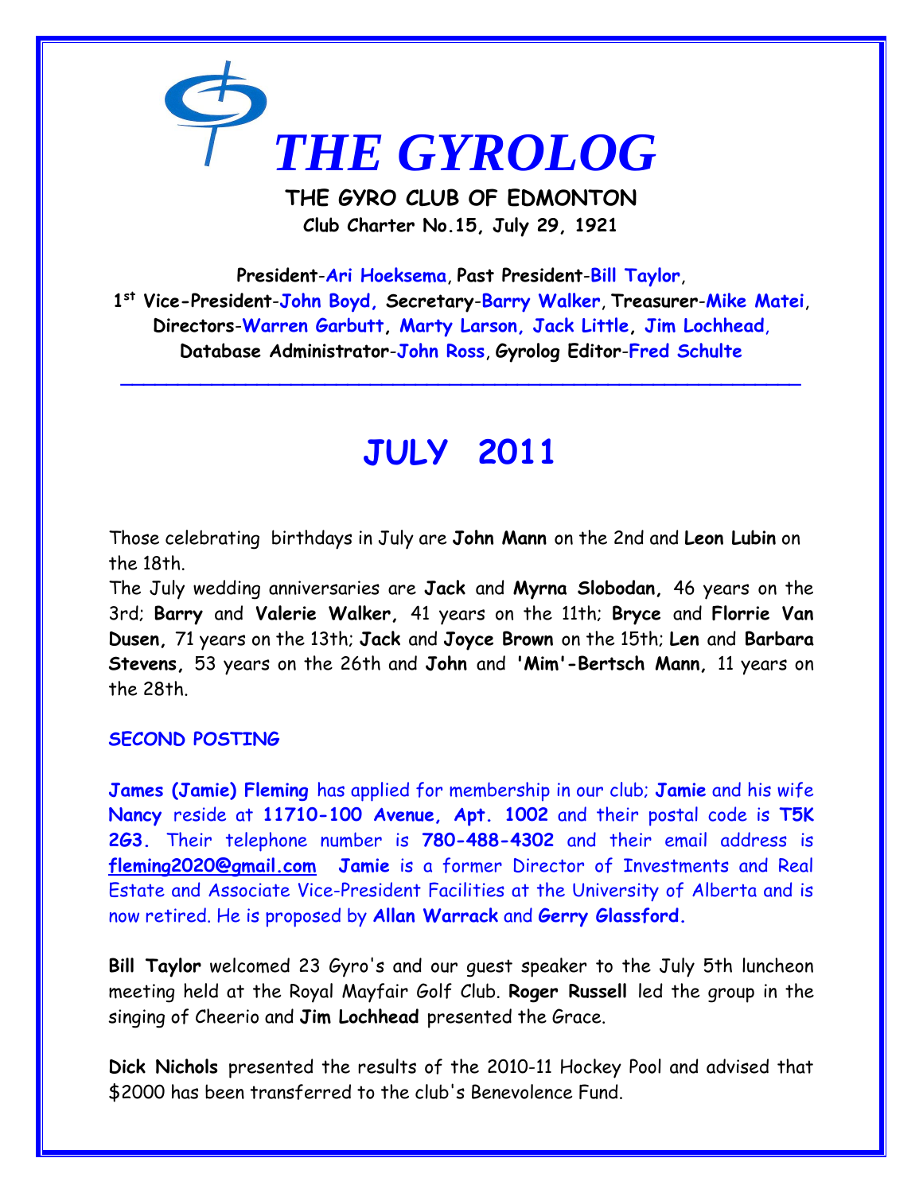# THE GYROLOG

**THE GYRO CLUB OF EDMONTON**

**Club Charter No.15, July 29, 1921**

**President-Ari Hoeksema, Past President-Bill Taylor, 1st Vice-President-John Boyd, Secretary-Barry Walker, Treasurer-Mike Matei, Directors-Warren Garbutt, Marty Larson, Jack Little, Jim Lochhead, Database Administrator-John Ross, Gyrolog Editor-Fred Schulte**

---

## JULY 2011

Those celebrating birthdays in July are **John Mann** on the 2nd and **Leon Lubin** on the 18th.

The July wedding anniversaries are **Jack** and **Myrna Slobodan,** 46 years on the 3rd; **Barry** and **Valerie Walker,** 41 years on the 11th; **Bryce** and **Florrie Van Dusen,** 71 years on the 13th; **Jack** and **Joyce Brown** on the 15th; **Len** and **Barbara Stevens,** 53 years on the 26th and **John** and **'Mim'-Bertsch Mann,** 11 years on the 28th.

### SECOND POSTING

**James (Jamie) Fleming** has applied for membership in our club; **Jamie** and his wife **Nancy** reside at **11710-100 Avenue, Apt. 1002** and their postal code is **T5K 2G3.** Their telephone number is **780-488-4302** and their email address is **fleming2020@gmail.com** **Jamie** is a former Director of Investments and Real Estate and Associate Vice-President Facilities at the University of Alberta and is now retired. He is proposed by **Allan Warrack** and **Gerry Glassford.**

**Bill Taylor** welcomed 23 Gyro's and our guest speaker to the July 5th luncheon meeting held at the Royal Mayfair Golf Club. **Roger Russell** led the group in the singing of Cheerio and **Jim Lochhead** presented the Grace.

**Dick Nichols** presented the results of the 2010-11 Hockey Pool and advised that $2000 has been transferred to the club's Benevolence Fund.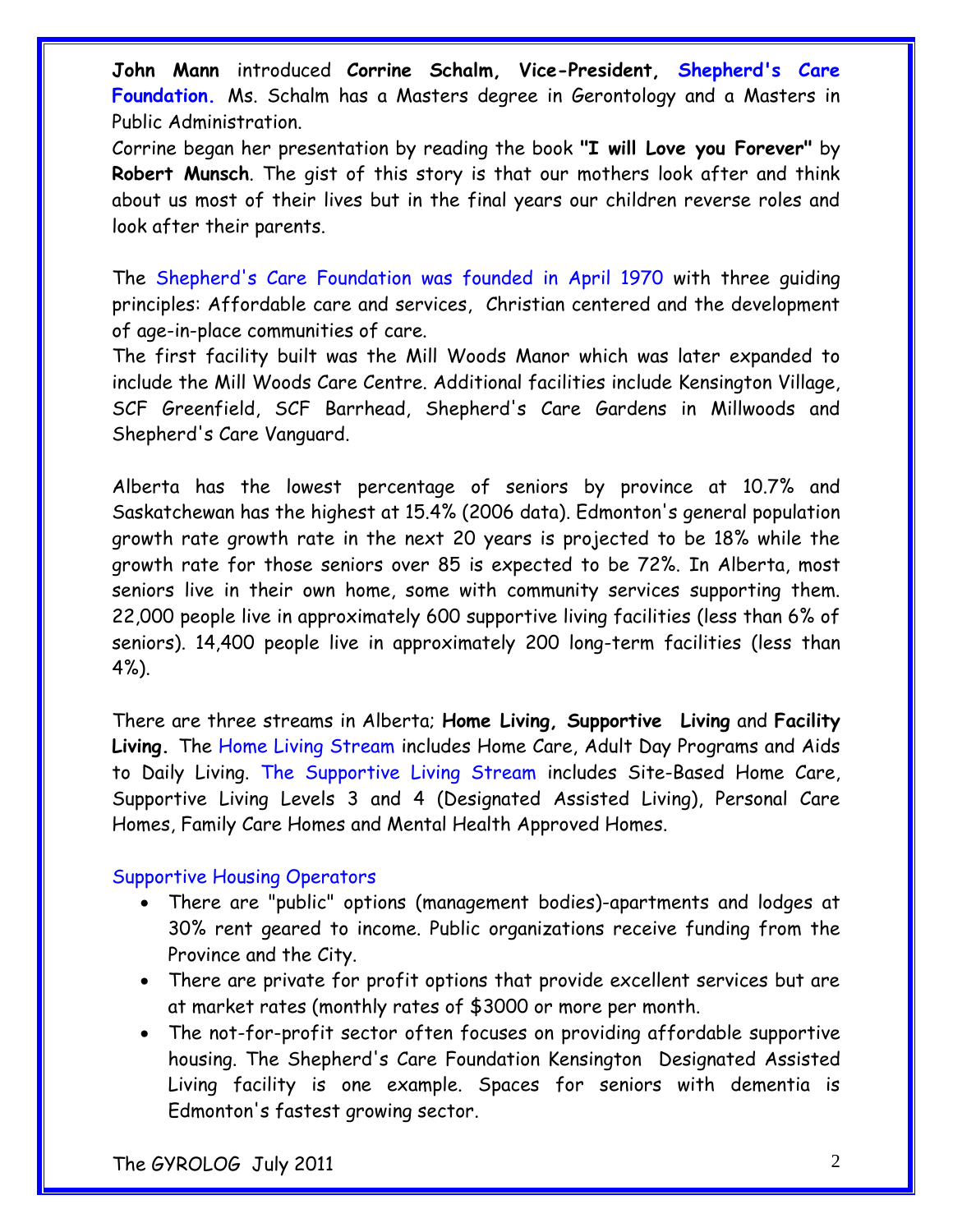**John Mann** introduced **Corrine Schalm, Vice-President, Shepherd's Care Foundation.** Ms. Schalm has a Masters degree in Gerontology and a Masters in Public Administration.

Corrine began her presentation by reading the book **"I will Love you Forever"** by **Robert Munsch**. The gist of this story is that our mothers look after and think about us most of their lives but in the final years our children reverse roles and look after their parents.

The Shepherd's Care Foundation was founded in April 1970 with three guiding principles: Affordable care and services, Christian centered and the development of age-in-place communities of care.

The first facility built was the Mill Woods Manor which was later expanded to include the Mill Woods Care Centre. Additional facilities include Kensington Village, SCF Greenfield, SCF Barrhead, Shepherd's Care Gardens in Millwoods and Shepherd's Care Vanguard.

Alberta has the lowest percentage of seniors by province at 10.7% and Saskatchewan has the highest at 15.4% (2006 data). Edmonton's general population growth rate growth rate in the next 20 years is projected to be 18% while the growth rate for those seniors over 85 is expected to be 72%. In Alberta, most seniors live in their own home, some with community services supporting them. 22,000 people live in approximately 600 supportive living facilities (less than 6% of seniors). 14,400 people live in approximately 200 long-term facilities (less than 4%).

There are three streams in Alberta; **Home Living, Supportive Living** and **Facility Living.** The Home Living Stream includes Home Care, Adult Day Programs and Aids to Daily Living. The Supportive Living Stream includes Site-Based Home Care, Supportive Living Levels 3 and 4 (Designated Assisted Living), Personal Care Homes, Family Care Homes and Mental Health Approved Homes.

Supportive Housing Operators

- There are "public" options (management bodies)-apartments and lodges at 30% rent geared to income. Public organizations receive funding from the Province and the City.
- There are private for profit options that provide excellent services but are at market rates (monthly rates of $3000 or more per month.
- The not-for-profit sector often focuses on providing affordable supportive housing. The Shepherd's Care Foundation Kensington Designated Assisted Living facility is one example. Spaces for seniors with dementia is Edmonton's fastest growing sector.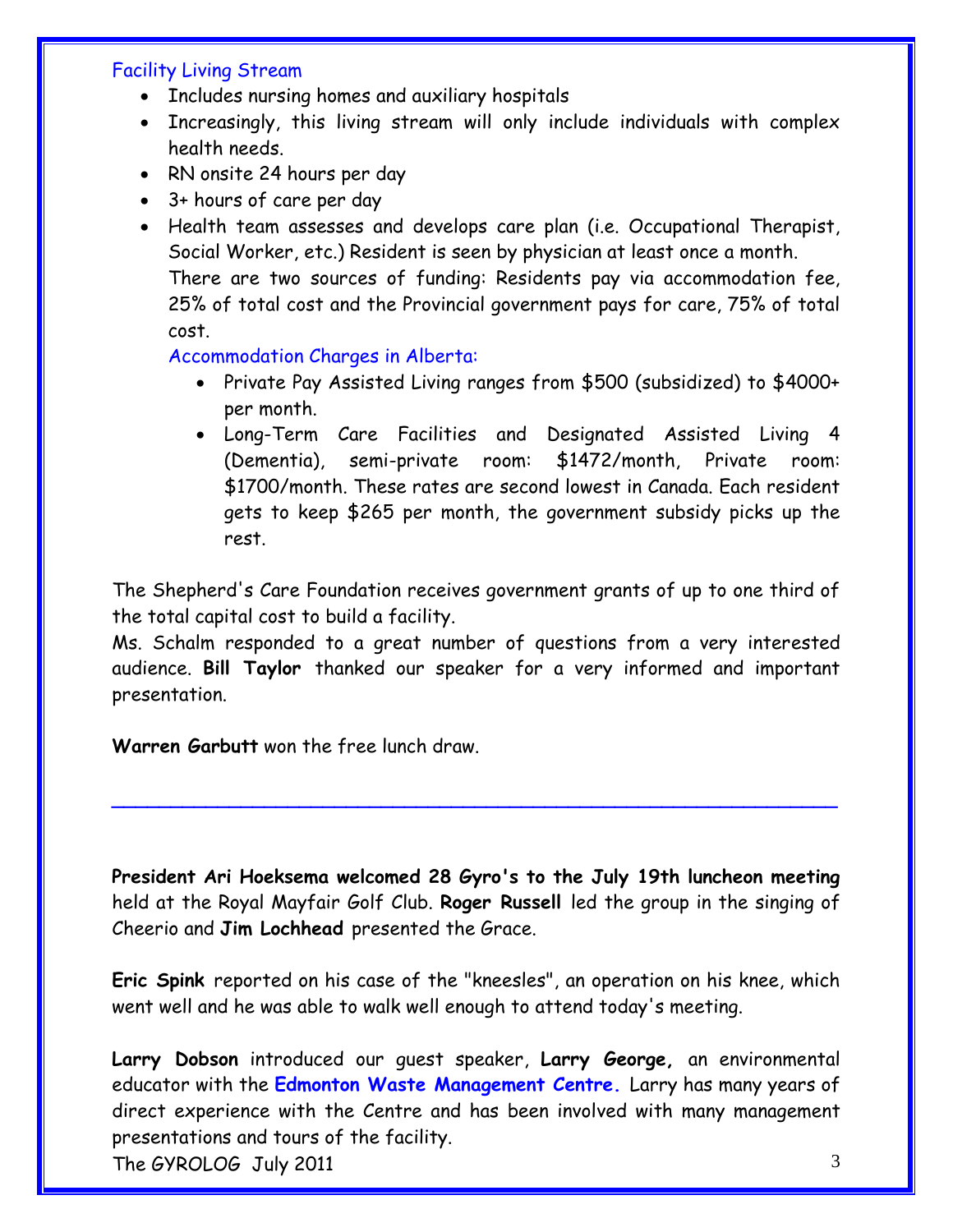### Facility Living Stream

- Includes nursing homes and auxiliary hospitals
- Increasingly, this living stream will only include individuals with complex health needs.
- RN onsite 24 hours per day
- 3+ hours of care per day
- Health team assesses and develops care plan (i.e. Occupational Therapist, Social Worker, etc.) Resident is seen by physician at least once a month.

  There are two sources of funding: Residents pay via accommodation fee, 25% of total cost and the Provincial government pays for care, 75% of total cost.

  #### Accommodation Charges in Alberta:

  - Private Pay Assisted Living ranges from $500 (subsidized) to $4000+ per month.
  - Long-Term Care Facilities and Designated Assisted Living 4 (Dementia), semi-private room: $1472/month, Private room: $1700/month. These rates are second lowest in Canada. Each resident gets to keep $265 per month, the government subsidy picks up the rest.

The Shepherd's Care Foundation receives government grants of up to one third of the total capital cost to build a facility.

Ms. Schalm responded to a great number of questions from a very interested audience. **Bill Taylor** thanked our speaker for a very informed and important presentation.

**Warren Garbutt** won the free lunch draw.

---

**President Ari Hoeksema welcomed 28 Gyro's to the July 19th luncheon meeting** held at the Royal Mayfair Golf Club. **Roger Russell** led the group in the singing of Cheerio and **Jim Lochhead** presented the Grace.

**Eric Spink** reported on his case of the "kneesles", an operation on his knee, which went well and he was able to walk well enough to attend today's meeting.

**Larry Dobson** introduced our guest speaker, **Larry George,** an environmental educator with the **Edmonton Waste Management Centre.** Larry has many years of direct experience with the Centre and has been involved with many management presentations and tours of the facility.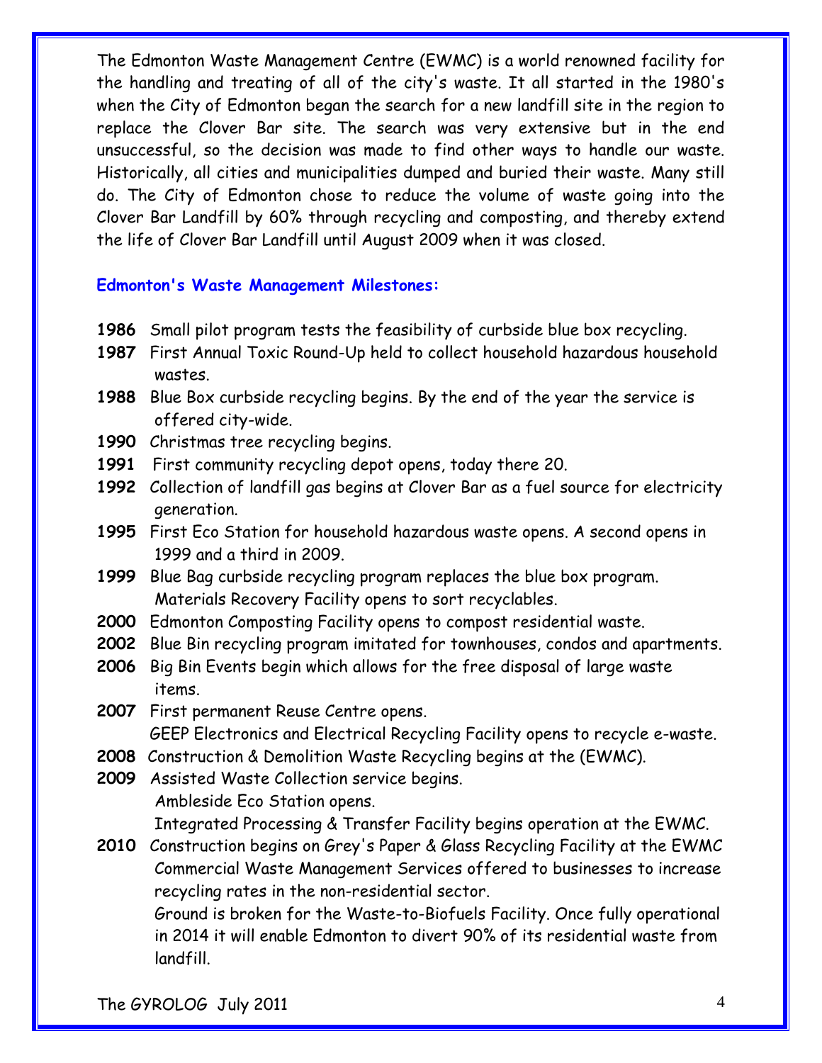The Edmonton Waste Management Centre (EWMC) is a world renowned facility for the handling and treating of all of the city's waste. It all started in the 1980's when the City of Edmonton began the search for a new landfill site in the region to replace the Clover Bar site. The search was very extensive but in the end unsuccessful, so the decision was made to find other ways to handle our waste. Historically, all cities and municipalities dumped and buried their waste. Many still do. The City of Edmonton chose to reduce the volume of waste going into the Clover Bar Landfill by 60% through recycling and composting, and thereby extend the life of Clover Bar Landfill until August 2009 when it was closed.

### Edmonton's Waste Management Milestones:

**1986** Small pilot program tests the feasibility of curbside blue box recycling.

**1987** First Annual Toxic Round-Up held to collect household hazardous household wastes.

**1988** Blue Box curbside recycling begins. By the end of the year the service is offered city-wide.

**1990** Christmas tree recycling begins.

**1991** First community recycling depot opens, today there 20.

**1992** Collection of landfill gas begins at Clover Bar as a fuel source for electricity generation.

**1995** First Eco Station for household hazardous waste opens. A second opens in 1999 and a third in 2009.

**1999** Blue Bag curbside recycling program replaces the blue box program. Materials Recovery Facility opens to sort recyclables.

**2000** Edmonton Composting Facility opens to compost residential waste.

**2002** Blue Bin recycling program imitated for townhouses, condos and apartments.

**2006** Big Bin Events begin which allows for the free disposal of large waste items.

**2007** First permanent Reuse Centre opens.
GEEP Electronics and Electrical Recycling Facility opens to recycle e-waste.

**2008** Construction & Demolition Waste Recycling begins at the (EWMC).

**2009** Assisted Waste Collection service begins.
Ambleside Eco Station opens.
Integrated Processing & Transfer Facility begins operation at the EWMC.

**2010** Construction begins on Grey's Paper & Glass Recycling Facility at the EWMC
Commercial Waste Management Services offered to businesses to increase recycling rates in the non-residential sector.
Ground is broken for the Waste-to-Biofuels Facility. Once fully operational in 2014 it will enable Edmonton to divert 90% of its residential waste from landfill.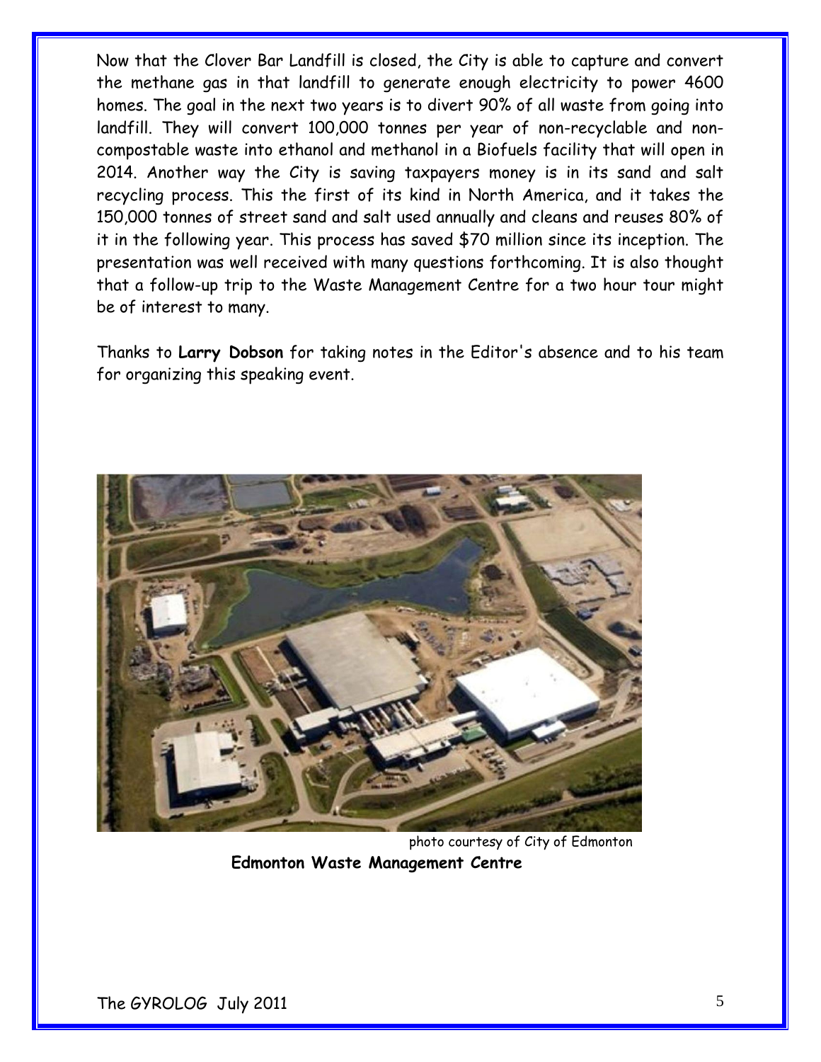Now that the Clover Bar Landfill is closed, the City is able to capture and convert the methane gas in that landfill to generate enough electricity to power 4600 homes. The goal in the next two years is to divert 90% of all waste from going into landfill. They will convert 100,000 tonnes per year of non-recyclable and non-compostable waste into ethanol and methanol in a Biofuels facility that will open in 2014. Another way the City is saving taxpayers money is in its sand and salt recycling process. This the first of its kind in North America, and it takes the 150,000 tonnes of street sand and salt used annually and cleans and reuses 80% of it in the following year. This process has saved $70 million since its inception. The presentation was well received with many questions forthcoming. It is also thought that a follow-up trip to the Waste Management Centre for a two hour tour might be of interest to many.

Thanks to **Larry Dobson** for taking notes in the Editor's absence and to his team for organizing this speaking event.

photo courtesy of City of Edmonton

**Edmonton Waste Management Centre**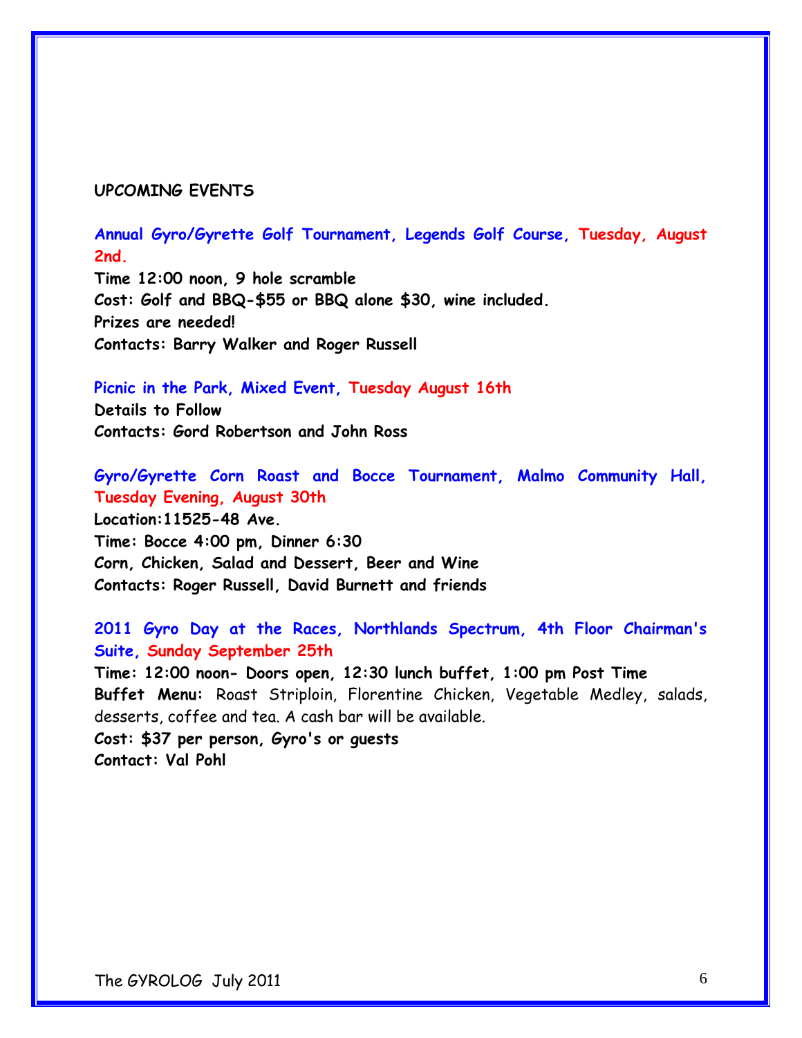## UPCOMING EVENTS

**Annual Gyro/Gyrette Golf Tournament, Legends Golf Course, Tuesday, August 2nd.**
**Time 12:00 noon, 9 hole scramble**
**Cost: Golf and BBQ-$55 or BBQ alone $30, wine included.**
**Prizes are needed!**
**Contacts: Barry Walker and Roger Russell**

**Picnic in the Park, Mixed Event, Tuesday August 16th**
**Details to Follow**
**Contacts: Gord Robertson and John Ross**

**Gyro/Gyrette Corn Roast and Bocce Tournament, Malmo Community Hall, Tuesday Evening, August 30th**
**Location:11525-48 Ave.**
**Time: Bocce 4:00 pm, Dinner 6:30**
**Corn, Chicken, Salad and Dessert, Beer and Wine**
**Contacts: Roger Russell, David Burnett and friends**

**2011 Gyro Day at the Races, Northlands Spectrum, 4th Floor Chairman's Suite, Sunday September 25th**
**Time: 12:00 noon- Doors open, 12:30 lunch buffet, 1:00 pm Post Time**
**Buffet Menu:** Roast Striploin, Florentine Chicken, Vegetable Medley, salads, desserts, coffee and tea. A cash bar will be available.
**Cost: $37 per person, Gyro's or guests**
**Contact: Val Pohl**